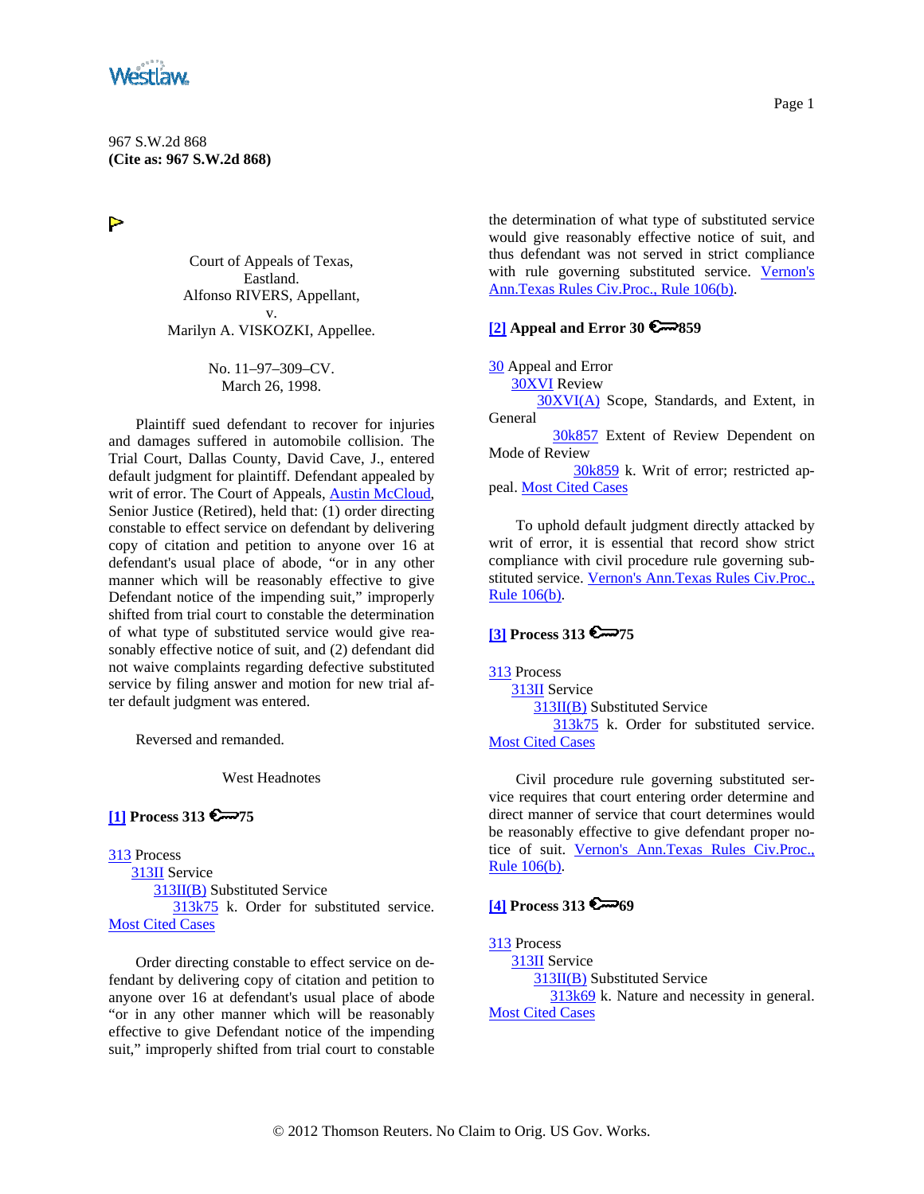967 S.W.2d 868
**(Cite as: 967 S.W.2d 868)**

Court of Appeals of Texas,
Eastland.
Alfonso RIVERS, Appellant,
v.
Marilyn A. VISKOZKI, Appellee.

No. 11–97–309–CV.
March 26, 1998.

Plaintiff sued defendant to recover for injuries and damages suffered in automobile collision. The Trial Court, Dallas County, David Cave, J., entered default judgment for plaintiff. Defendant appealed by writ of error. The Court of Appeals, Austin McCloud, Senior Justice (Retired), held that: (1) order directing constable to effect service on defendant by delivering copy of citation and petition to anyone over 16 at defendant's usual place of abode, "or in any other manner which will be reasonably effective to give Defendant notice of the impending suit," improperly shifted from trial court to constable the determination of what type of substituted service would give reasonably effective notice of suit, and (2) defendant did not waive complaints regarding defective substituted service by filing answer and motion for new trial after default judgment was entered.

Reversed and remanded.

West Headnotes

**[1] Process 313 ⚷75**

313 Process
313II Service
313II(B) Substituted Service
313k75 k. Order for substituted service. Most Cited Cases

Order directing constable to effect service on defendant by delivering copy of citation and petition to anyone over 16 at defendant's usual place of abode "or in any other manner which will be reasonably effective to give Defendant notice of the impending suit," improperly shifted from trial court to constable the determination of what type of substituted service would give reasonably effective notice of suit, and thus defendant was not served in strict compliance with rule governing substituted service. Vernon's Ann.Texas Rules Civ.Proc., Rule 106(b).

**[2] Appeal and Error 30 ⚷859**

30 Appeal and Error
30XVI Review
30XVI(A) Scope, Standards, and Extent, in General
30k857 Extent of Review Dependent on Mode of Review
30k859 k. Writ of error; restricted appeal. Most Cited Cases

To uphold default judgment directly attacked by writ of error, it is essential that record show strict compliance with civil procedure rule governing substituted service. Vernon's Ann.Texas Rules Civ.Proc., Rule 106(b).

**[3] Process 313 ⚷75**

313 Process
313II Service
313II(B) Substituted Service
313k75 k. Order for substituted service. Most Cited Cases

Civil procedure rule governing substituted service requires that court entering order determine and direct manner of service that court determines would be reasonably effective to give defendant proper notice of suit. Vernon's Ann.Texas Rules Civ.Proc., Rule 106(b).

**[4] Process 313 ⚷69**

313 Process
313II Service
313II(B) Substituted Service
313k69 k. Nature and necessity in general. Most Cited Cases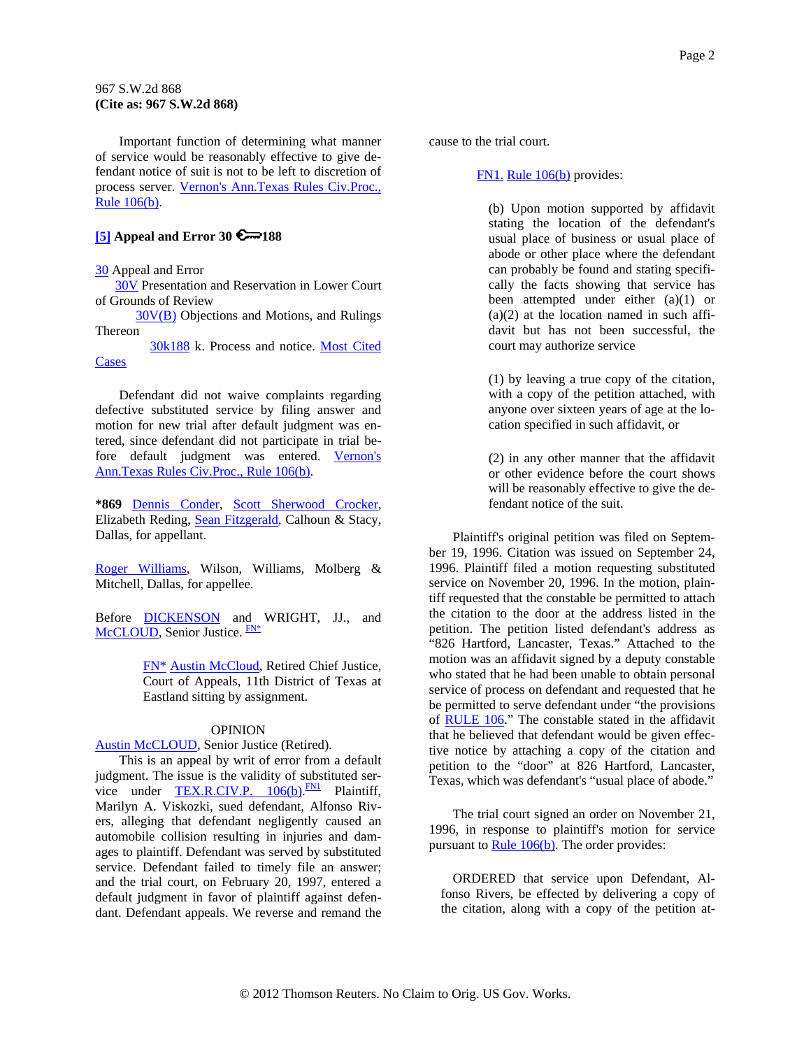967 S.W.2d 868
**(Cite as: 967 S.W.2d 868)**

Important function of determining what manner of service would be reasonably effective to give defendant notice of suit is not to be left to discretion of process server. Vernon's Ann.Texas Rules Civ.Proc., Rule 106(b).

**[5] Appeal and Error 30 ⚷188**

30 Appeal and Error
  30V Presentation and Reservation in Lower Court of Grounds of Review
    30V(B) Objections and Motions, and Rulings Thereon
      30k188 k. Process and notice. Most Cited Cases

Defendant did not waive complaints regarding defective substituted service by filing answer and motion for new trial after default judgment was entered, since defendant did not participate in trial before default judgment was entered. Vernon's Ann.Texas Rules Civ.Proc., Rule 106(b).

***869** Dennis Conder, Scott Sherwood Crocker, Elizabeth Reding, Sean Fitzgerald, Calhoun & Stacy, Dallas, for appellant.

Roger Williams, Wilson, Williams, Molberg & Mitchell, Dallas, for appellee.

Before DICKENSON and WRIGHT, JJ., and McCLOUD, Senior Justice. [FN*]

> FN* Austin McCloud, Retired Chief Justice, Court of Appeals, 11th District of Texas at Eastland sitting by assignment.

OPINION

Austin McCLOUD, Senior Justice (Retired).

This is an appeal by writ of error from a default judgment. The issue is the validity of substituted service under TEX.R.CIV.P. 106(b).[FN1] Plaintiff, Marilyn A. Viskozki, sued defendant, Alfonso Rivers, alleging that defendant negligently caused an automobile collision resulting in injuries and damages to plaintiff. Defendant was served by substituted service. Defendant failed to timely file an answer; and the trial court, on February 20, 1997, entered a default judgment in favor of plaintiff against defendant. Defendant appeals. We reverse and remand the cause to the trial court.

> FN1. Rule 106(b) provides:
>
> (b) Upon motion supported by affidavit stating the location of the defendant's usual place of business or usual place of abode or other place where the defendant can probably be found and stating specifically the facts showing that service has been attempted under either (a)(1) or (a)(2) at the location named in such affidavit but has not been successful, the court may authorize service
>
> (1) by leaving a true copy of the citation, with a copy of the petition attached, with anyone over sixteen years of age at the location specified in such affidavit, or
>
> (2) in any other manner that the affidavit or other evidence before the court shows will be reasonably effective to give the defendant notice of the suit.

Plaintiff's original petition was filed on September 19, 1996. Citation was issued on September 24, 1996. Plaintiff filed a motion requesting substituted service on November 20, 1996. In the motion, plaintiff requested that the constable be permitted to attach the citation to the door at the address listed in the petition. The petition listed defendant's address as "826 Hartford, Lancaster, Texas." Attached to the motion was an affidavit signed by a deputy constable who stated that he had been unable to obtain personal service of process on defendant and requested that he be permitted to serve defendant under "the provisions of RULE 106." The constable stated in the affidavit that he believed that defendant would be given effective notice by attaching a copy of the citation and petition to the "door" at 826 Hartford, Lancaster, Texas, which was defendant's "usual place of abode."

The trial court signed an order on November 21, 1996, in response to plaintiff's motion for service pursuant to Rule 106(b). The order provides:

> ORDERED that service upon Defendant, Alfonso Rivers, be effected by delivering a copy of the citation, along with a copy of the petition at-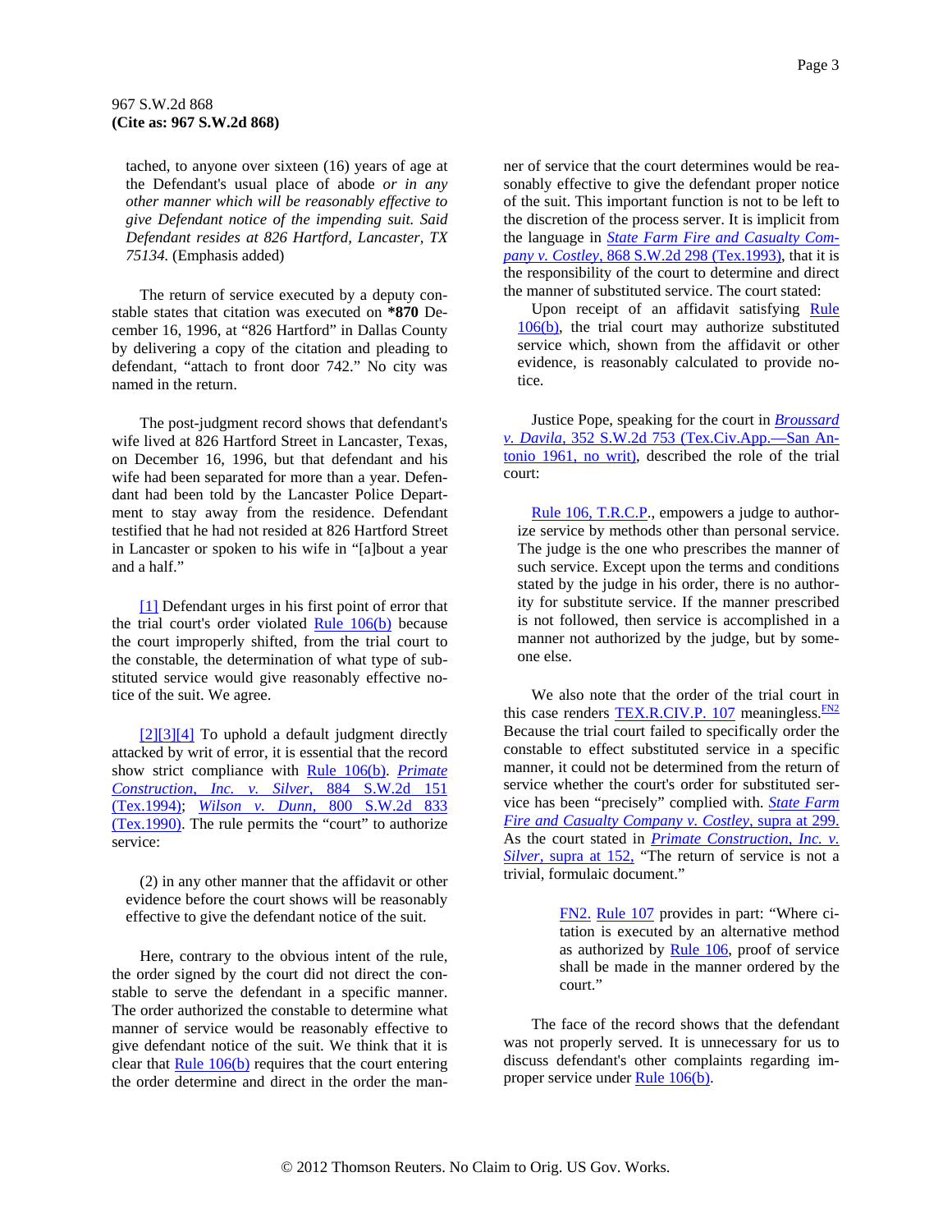tached, to anyone over sixteen (16) years of age at the Defendant's usual place of abode *or in any other manner which will be reasonably effective to give Defendant notice of the impending suit. Said Defendant resides at 826 Hartford, Lancaster, TX 75134.* (Emphasis added)

The return of service executed by a deputy constable states that citation was executed on **\*870** December 16, 1996, at "826 Hartford" in Dallas County by delivering a copy of the citation and pleading to defendant, "attach to front door 742." No city was named in the return.

The post-judgment record shows that defendant's wife lived at 826 Hartford Street in Lancaster, Texas, on December 16, 1996, but that defendant and his wife had been separated for more than a year. Defendant had been told by the Lancaster Police Department to stay away from the residence. Defendant testified that he had not resided at 826 Hartford Street in Lancaster or spoken to his wife in "[a]bout a year and a half."

[1] Defendant urges in his first point of error that the trial court's order violated Rule 106(b) because the court improperly shifted, from the trial court to the constable, the determination of what type of substituted service would give reasonably effective notice of the suit. We agree.

[2][3][4] To uphold a default judgment directly attacked by writ of error, it is essential that the record show strict compliance with Rule 106(b). *Primate Construction, Inc. v. Silver*, 884 S.W.2d 151 (Tex.1994); *Wilson v. Dunn*, 800 S.W.2d 833 (Tex.1990). The rule permits the "court" to authorize service:

> (2) in any other manner that the affidavit or other evidence before the court shows will be reasonably effective to give the defendant notice of the suit.

Here, contrary to the obvious intent of the rule, the order signed by the court did not direct the constable to serve the defendant in a specific manner. The order authorized the constable to determine what manner of service would be reasonably effective to give defendant notice of the suit. We think that it is clear that Rule 106(b) requires that the court entering the order determine and direct in the order the manner of service that the court determines would be reasonably effective to give the defendant proper notice of the suit. This important function is not to be left to the discretion of the process server. It is implicit from the language in *State Farm Fire and Casualty Company v. Costley*, 868 S.W.2d 298 (Tex.1993), that it is the responsibility of the court to determine and direct the manner of substituted service. The court stated:

> Upon receipt of an affidavit satisfying Rule 106(b), the trial court may authorize substituted service which, shown from the affidavit or other evidence, is reasonably calculated to provide notice.

Justice Pope, speaking for the court in *Broussard v. Davila*, 352 S.W.2d 753 (Tex.Civ.App.—San Antonio 1961, no writ), described the role of the trial court:

> Rule 106, T.R.C.P., empowers a judge to authorize service by methods other than personal service. The judge is the one who prescribes the manner of such service. Except upon the terms and conditions stated by the judge in his order, there is no authority for substitute service. If the manner prescribed is not followed, then service is accomplished in a manner not authorized by the judge, but by someone else.

We also note that the order of the trial court in this case renders TEX.R.CIV.P. 107 meaningless.[FN2] Because the trial court failed to specifically order the constable to effect substituted service in a specific manner, it could not be determined from the return of service whether the court's order for substituted service has been "precisely" complied with. *State Farm Fire and Casualty Company v. Costley*, supra at 299. As the court stated in *Primate Construction, Inc. v. Silver*, supra at 152, "The return of service is not a trivial, formulaic document."

> FN2. Rule 107 provides in part: "Where citation is executed by an alternative method as authorized by Rule 106, proof of service shall be made in the manner ordered by the court."

The face of the record shows that the defendant was not properly served. It is unnecessary for us to discuss defendant's other complaints regarding improper service under Rule 106(b).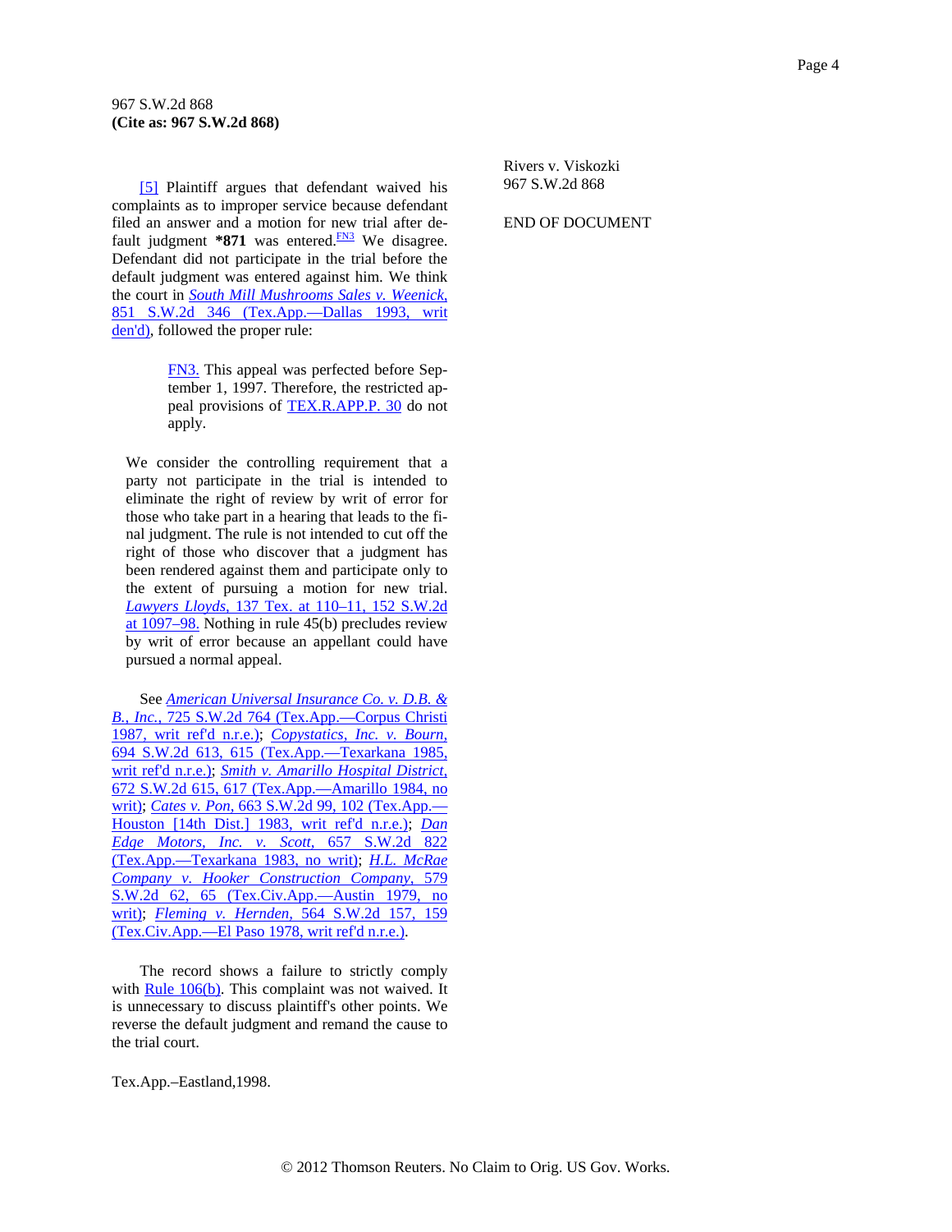[5] Plaintiff argues that defendant waived his complaints as to improper service because defendant filed an answer and a motion for new trial after default judgment *871 was entered.[FN3] We disagree. Defendant did not participate in the trial before the default judgment was entered against him. We think the court in *South Mill Mushrooms Sales v. Weenick*, 851 S.W.2d 346 (Tex.App.—Dallas 1993, writ den'd), followed the proper rule:

> FN3. This appeal was perfected before September 1, 1997. Therefore, the restricted appeal provisions of TEX.R.APP.P. 30 do not apply.

> We consider the controlling requirement that a party not participate in the trial is intended to eliminate the right of review by writ of error for those who take part in a hearing that leads to the final judgment. The rule is not intended to cut off the right of those who discover that a judgment has been rendered against them and participate only to the extent of pursuing a motion for new trial. *Lawyers Lloyds*, 137 Tex. at 110–11, 152 S.W.2d at 1097–98. Nothing in rule 45(b) precludes review by writ of error because an appellant could have pursued a normal appeal.

See *American Universal Insurance Co. v. D.B. & B., Inc.*, 725 S.W.2d 764 (Tex.App.—Corpus Christi 1987, writ ref'd n.r.e.); *Copystatics, Inc. v. Bourn*, 694 S.W.2d 613, 615 (Tex.App.—Texarkana 1985, writ ref'd n.r.e.); *Smith v. Amarillo Hospital District*, 672 S.W.2d 615, 617 (Tex.App.—Amarillo 1984, no writ); *Cates v. Pon*, 663 S.W.2d 99, 102 (Tex.App.—Houston [14th Dist.] 1983, writ ref'd n.r.e.); *Dan Edge Motors, Inc. v. Scott*, 657 S.W.2d 822 (Tex.App.—Texarkana 1983, no writ); *H.L. McRae Company v. Hooker Construction Company*, 579 S.W.2d 62, 65 (Tex.Civ.App.—Austin 1979, no writ); *Fleming v. Hernden*, 564 S.W.2d 157, 159 (Tex.Civ.App.—El Paso 1978, writ ref'd n.r.e.).

The record shows a failure to strictly comply with Rule 106(b). This complaint was not waived. It is unnecessary to discuss plaintiff's other points. We reverse the default judgment and remand the cause to the trial court.

Tex.App.–Eastland,1998.

Rivers v. Viskozki
967 S.W.2d 868

END OF DOCUMENT